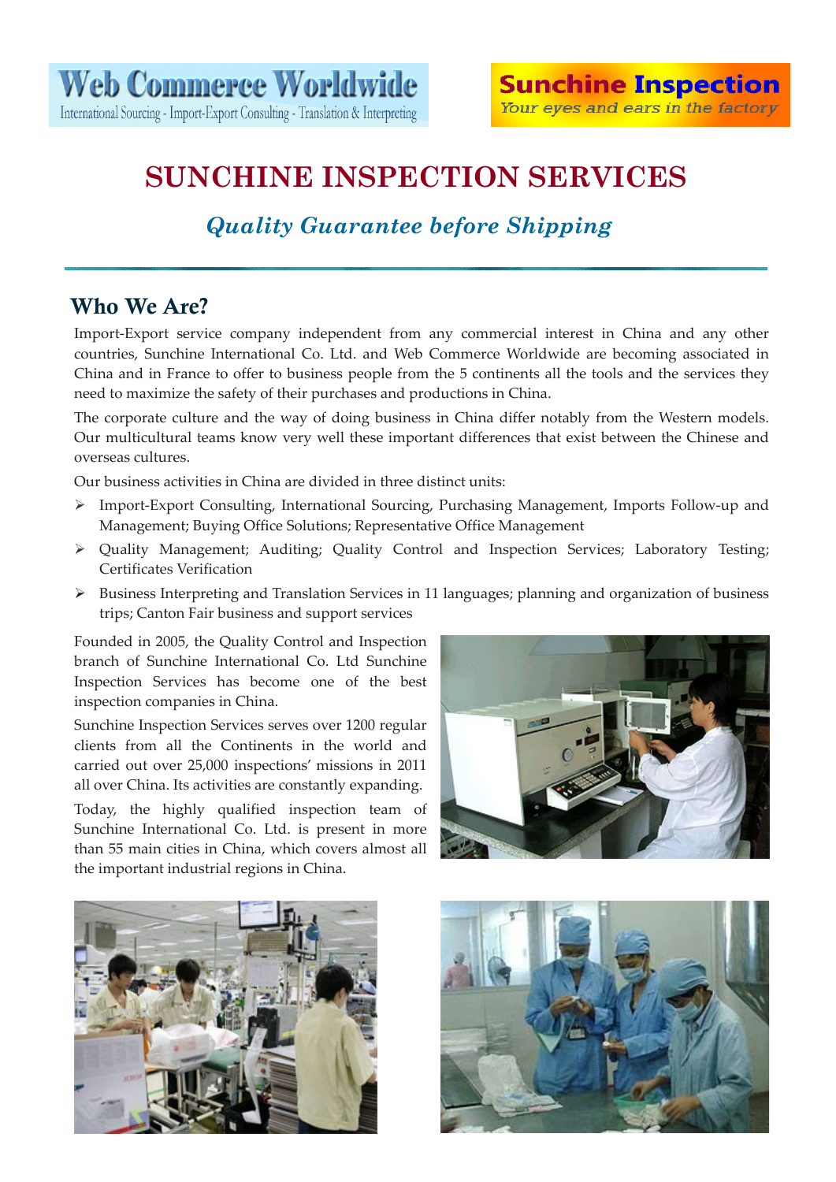Web Commerce Worldwide
International Sourcing - Import-Export Consulting - Translation & Interpreting

Sunchine Inspection
*Your eyes and ears in the factory*

# SUNCHINE INSPECTION SERVICES

## *Quality Guarantee before Shipping*

---

## Who We Are?

Import-Export service company independent from any commercial interest in China and any other countries, Sunchine International Co. Ltd. and Web Commerce Worldwide are becoming associated in China and in France to offer to business people from the 5 continents all the tools and the services they need to maximize the safety of their purchases and productions in China.

The corporate culture and the way of doing business in China differ notably from the Western models. Our multicultural teams know very well these important differences that exist between the Chinese and overseas cultures.

Our business activities in China are divided in three distinct units:

- Import-Export Consulting, International Sourcing, Purchasing Management, Imports Follow-up and Management; Buying Office Solutions; Representative Office Management
- Quality Management; Auditing; Quality Control and Inspection Services; Laboratory Testing; Certificates Verification
- Business Interpreting and Translation Services in 11 languages; planning and organization of business trips; Canton Fair business and support services

Founded in 2005, the Quality Control and Inspection branch of Sunchine International Co. Ltd Sunchine Inspection Services has become one of the best inspection companies in China.

Sunchine Inspection Services serves over 1200 regular clients from all the Continents in the world and carried out over 25,000 inspections' missions in 2011 all over China. Its activities are constantly expanding.

Today, the highly qualified inspection team of Sunchine International Co. Ltd. is present in more than 55 main cities in China, which covers almost all the important industrial regions in China.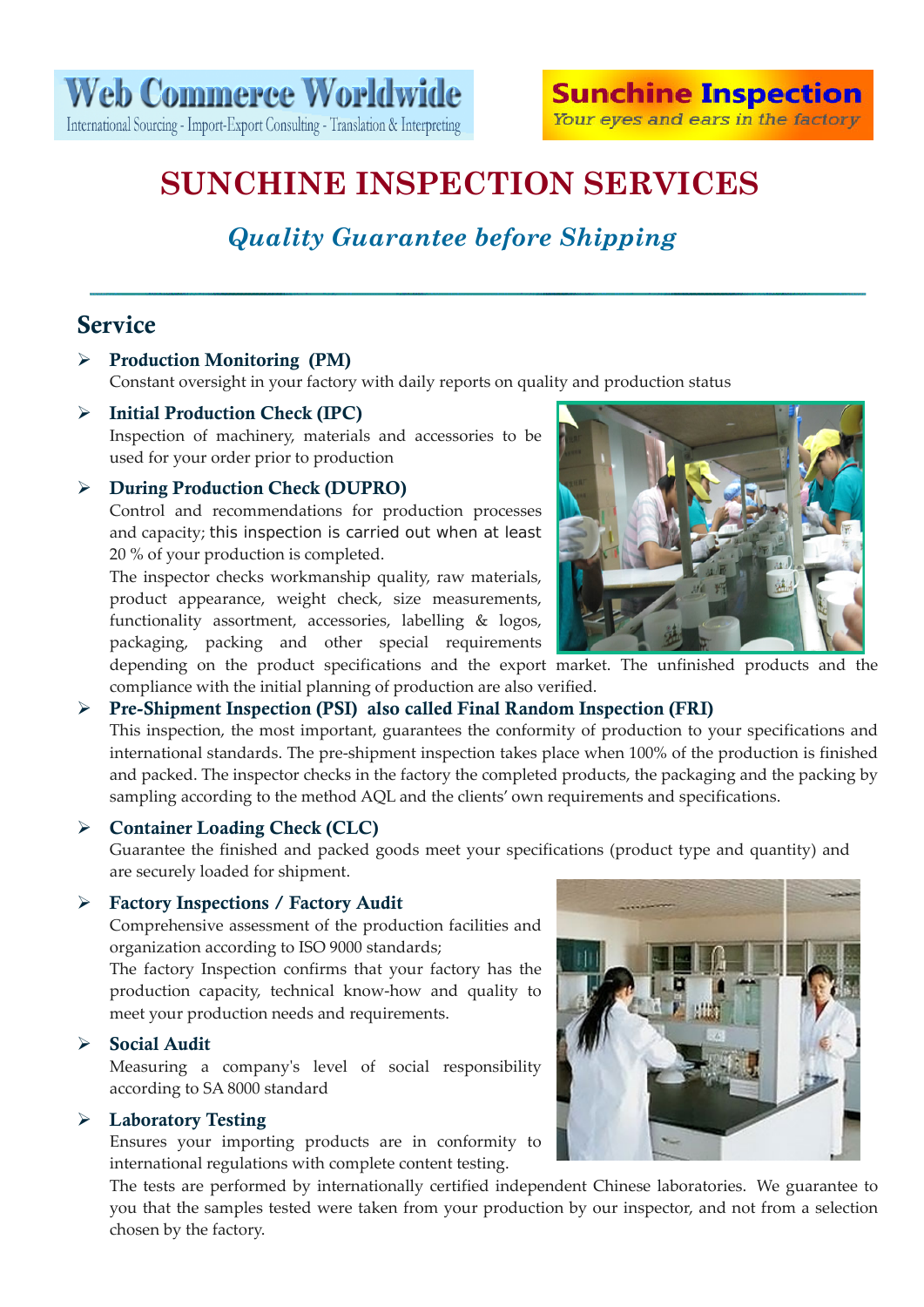Web Commerce Worldwide
International Sourcing - Import-Export Consulting - Translation & Interpreting

Sunchine Inspection
*Your eyes and ears in the factory*

# SUNCHINE INSPECTION SERVICES

## *Quality Guarantee before Shipping*

## Service

- **Production Monitoring (PM)**
  Constant oversight in your factory with daily reports on quality and production status

- **Initial Production Check (IPC)**
  Inspection of machinery, materials and accessories to be used for your order prior to production

- **During Production Check (DUPRO)**
  Control and recommendations for production processes and capacity; this inspection is carried out when at least 20 % of your production is completed.
  The inspector checks workmanship quality, raw materials, product appearance, weight check, size measurements, functionality assortment, accessories, labelling & logos, packaging, packing and other special requirements depending on the product specifications and the export market. The unfinished products and the compliance with the initial planning of production are also verified.

- **Pre-Shipment Inspection (PSI) also called Final Random Inspection (FRI)**
  This inspection, the most important, guarantees the conformity of production to your specifications and international standards. The pre-shipment inspection takes place when 100% of the production is finished and packed. The inspector checks in the factory the completed products, the packaging and the packing by sampling according to the method AQL and the clients' own requirements and specifications.

- **Container Loading Check (CLC)**
  Guarantee the finished and packed goods meet your specifications (product type and quantity) and are securely loaded for shipment.

- **Factory Inspections / Factory Audit**
  Comprehensive assessment of the production facilities and organization according to ISO 9000 standards;
  The factory Inspection confirms that your factory has the production capacity, technical know-how and quality to meet your production needs and requirements.

- **Social Audit**
  Measuring a company's level of social responsibility according to SA 8000 standard

- **Laboratory Testing**
  Ensures your importing products are in conformity to international regulations with complete content testing.
  The tests are performed by internationally certified independent Chinese laboratories. We guarantee to you that the samples tested were taken from your production by our inspector, and not from a selection chosen by the factory.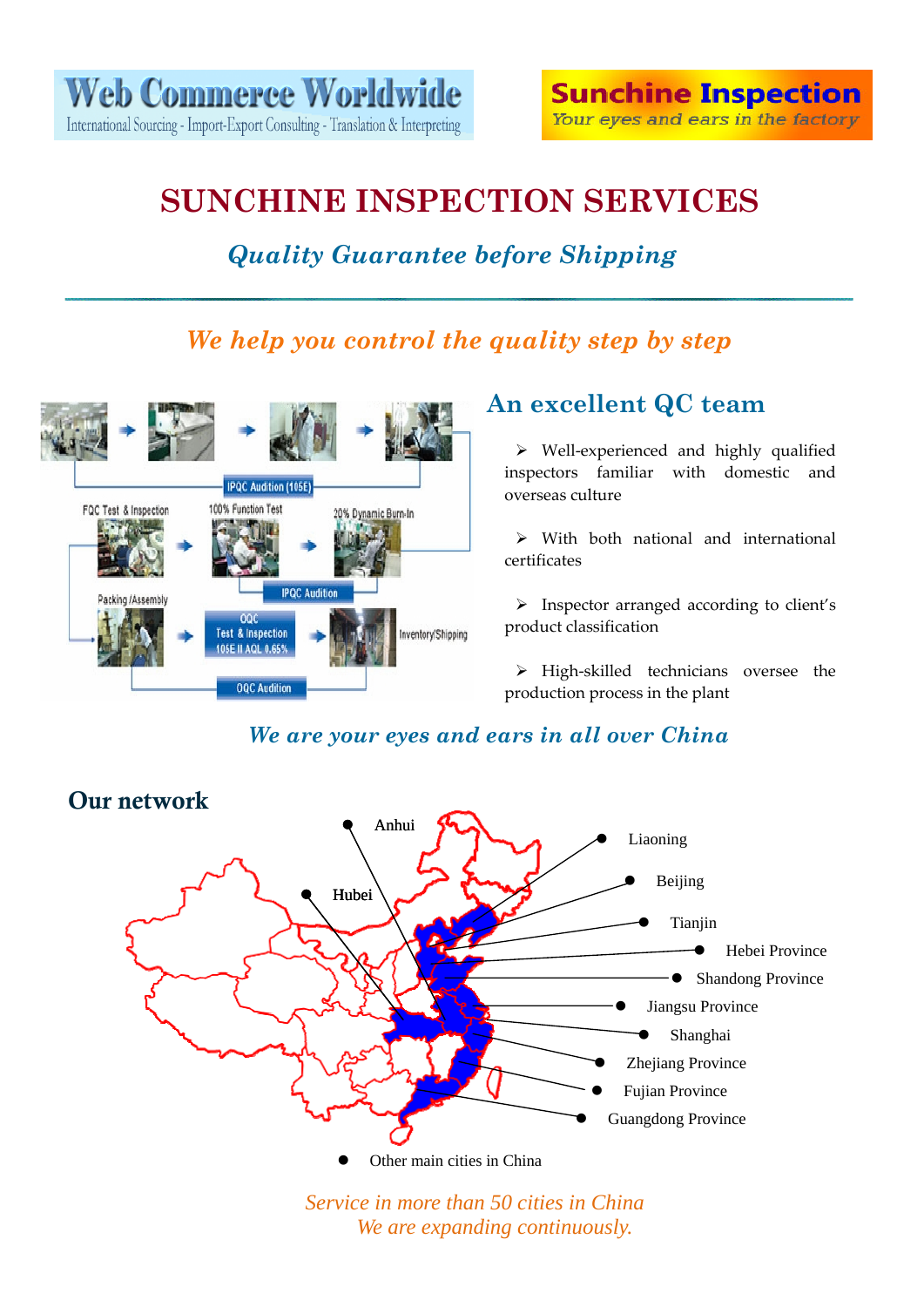Web Commerce Worldwide
International Sourcing - Import-Export Consulting - Translation & Interpreting

Sunchine Inspection
*Your eyes and ears in the factory*

# SUNCHINE INSPECTION SERVICES

## *Quality Guarantee before Shipping*

---

### *We help you control the quality step by step*

IPQC Audition (105E)

FQC Test & Inspection → 100% Function Test → 20% Dynamic Burn-In

IPQC Audition

Packing /Assembly → OQC Test & Inspection 105E II AQL 0.65% → Inventory/Shipping

OQC Audition

## An excellent QC team

- Well-experienced and highly qualified inspectors familiar with domestic and overseas culture
- With both national and international certificates
- Inspector arranged according to client's product classification
- High-skilled technicians oversee the production process in the plant

### *We are your eyes and ears in all over China*

## Our network

- Anhui
- Hubei
- Liaoning
- Beijing
- Tianjin
- Hebei Province
- Shandong Province
- Jiangsu Province
- Shanghai
- Zhejiang Province
- Fujian Province
- Guangdong Province
- Other main cities in China

*Service in more than 50 cities in China*
*We are expanding continuously.*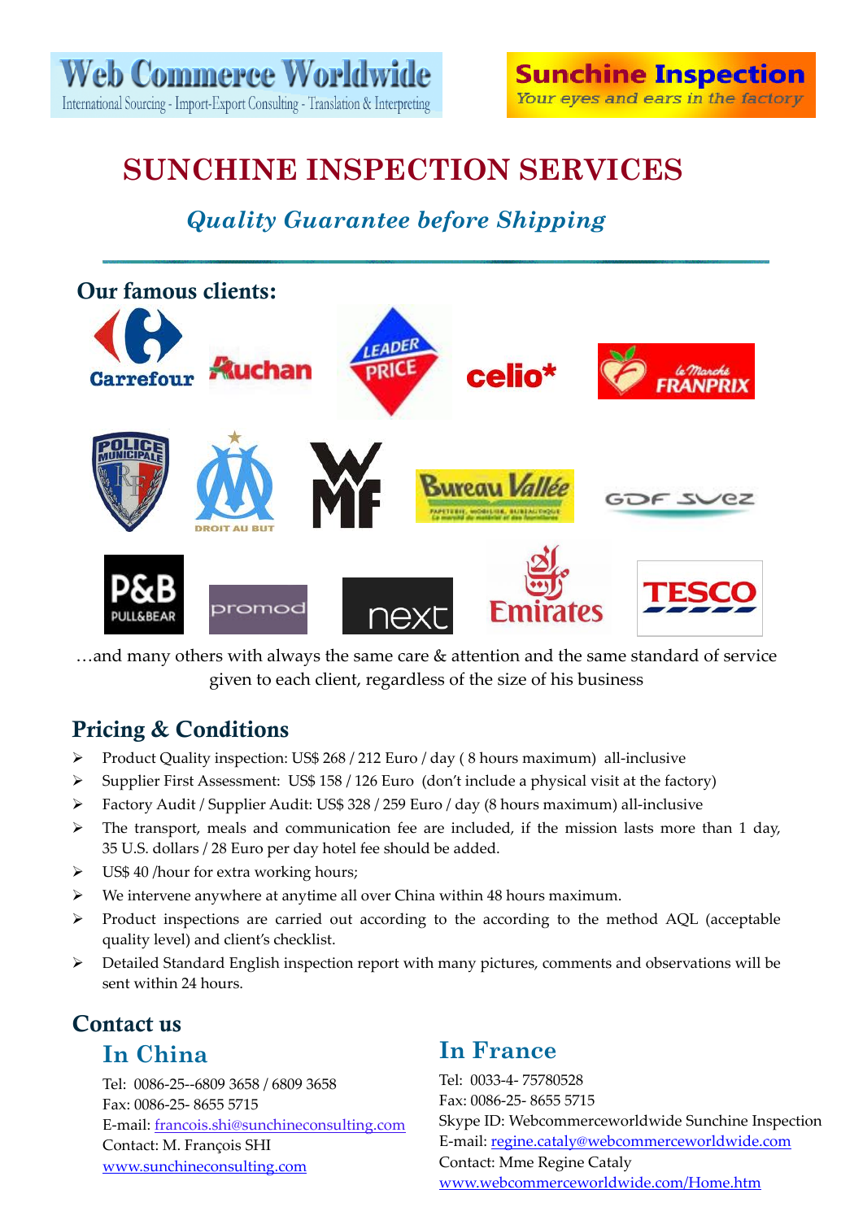Web Commerce Worldwide
International Sourcing - Import-Export Consulting - Translation & Interpreting

Sunchine Inspection
Your eyes and ears in the factory

# SUNCHINE INSPECTION SERVICES

*Quality Guarantee before Shipping*

## Our famous clients:

Carrefour, Auchan, Leader Price, celio*, le Marché Franprix, Police Municipale, OM Droit au but, WMF, Bureau Vallée, GDF Suez, P&B Pull&Bear, promod, next, Emirates, TESCO

…and many others with always the same care & attention and the same standard of service given to each client, regardless of the size of his business

## Pricing & Conditions

- Product Quality inspection: US$ 268 / 212 Euro / day ( 8 hours maximum) all-inclusive
- Supplier First Assessment: US$ 158 / 126 Euro (don't include a physical visit at the factory)
- Factory Audit / Supplier Audit: US$ 328 / 259 Euro / day (8 hours maximum) all-inclusive
- The transport, meals and communication fee are included, if the mission lasts more than 1 day, 35 U.S. dollars / 28 Euro per day hotel fee should be added.
- US$ 40 /hour for extra working hours;
- We intervene anywhere at anytime all over China within 48 hours maximum.
- Product inspections are carried out according to the according to the method AQL (acceptable quality level) and client's checklist.
- Detailed Standard English inspection report with many pictures, comments and observations will be sent within 24 hours.

## Contact us

### In China

Tel: 0086-25--6809 3658 / 6809 3658
Fax: 0086-25- 8655 5715
E-mail: francois.shi@sunchineconsulting.com
Contact: M. François SHI
www.sunchineconsulting.com

### In France

Tel: 0033-4- 75780528
Fax: 0086-25- 8655 5715
Skype ID: Webcommerceworldwide Sunchine Inspection
E-mail: regine.cataly@webcommerceworldwide.com
Contact: Mme Regine Cataly
www.webcommerceworldwide.com/Home.htm